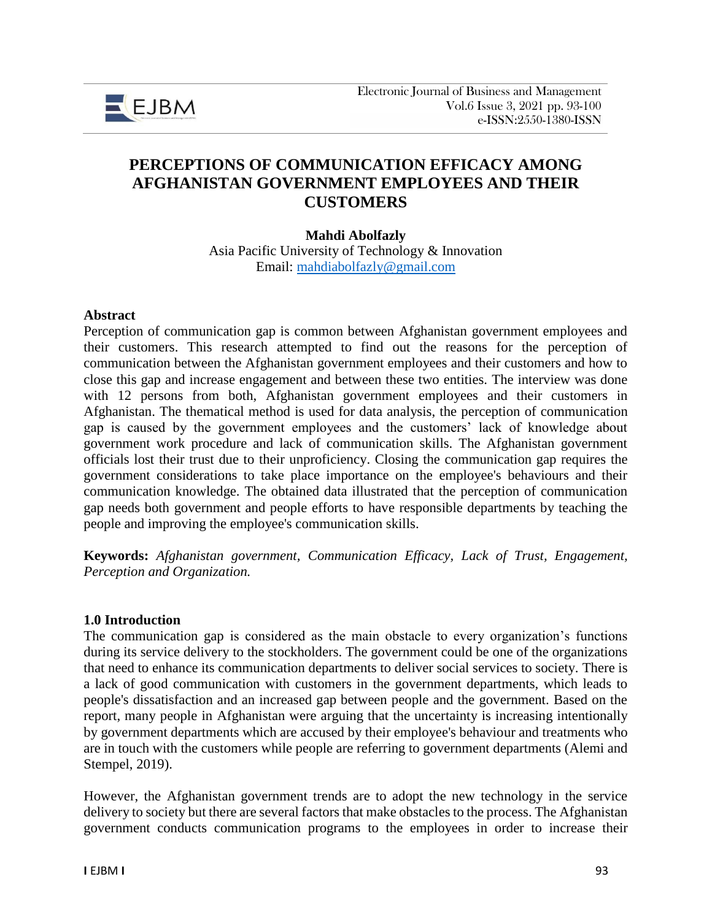# PERCEPTIONS OF COMMUNICATION EFFICACY AMONG AFGHANISTAN GOVERNMENT EMPLOYEES AND THEIR CUSTOMERS

**Mahdi Abolfazly**
Asia Pacific University of Technology & Innovation
Email: mahdiabolfazly@gmail.com

## Abstract

Perception of communication gap is common between Afghanistan government employees and their customers. This research attempted to find out the reasons for the perception of communication between the Afghanistan government employees and their customers and how to close this gap and increase engagement and between these two entities. The interview was done with 12 persons from both, Afghanistan government employees and their customers in Afghanistan. The thematical method is used for data analysis, the perception of communication gap is caused by the government employees and the customers' lack of knowledge about government work procedure and lack of communication skills. The Afghanistan government officials lost their trust due to their unproficiency. Closing the communication gap requires the government considerations to take place importance on the employee's behaviours and their communication knowledge. The obtained data illustrated that the perception of communication gap needs both government and people efforts to have responsible departments by teaching the people and improving the employee's communication skills.

**Keywords:** *Afghanistan government, Communication Efficacy, Lack of Trust, Engagement, Perception and Organization.*

## 1.0 Introduction

The communication gap is considered as the main obstacle to every organization's functions during its service delivery to the stockholders. The government could be one of the organizations that need to enhance its communication departments to deliver social services to society. There is a lack of good communication with customers in the government departments, which leads to people's dissatisfaction and an increased gap between people and the government. Based on the report, many people in Afghanistan were arguing that the uncertainty is increasing intentionally by government departments which are accused by their employee's behaviour and treatments who are in touch with the customers while people are referring to government departments (Alemi and Stempel, 2019).

However, the Afghanistan government trends are to adopt the new technology in the service delivery to society but there are several factors that make obstacles to the process. The Afghanistan government conducts communication programs to the employees in order to increase their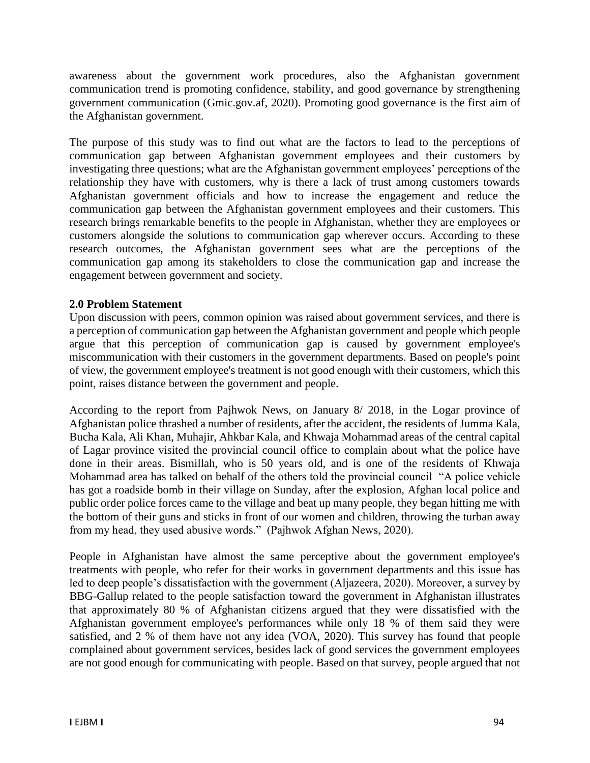awareness about the government work procedures, also the Afghanistan government communication trend is promoting confidence, stability, and good governance by strengthening government communication (Gmic.gov.af, 2020). Promoting good governance is the first aim of the Afghanistan government.

The purpose of this study was to find out what are the factors to lead to the perceptions of communication gap between Afghanistan government employees and their customers by investigating three questions; what are the Afghanistan government employees' perceptions of the relationship they have with customers, why is there a lack of trust among customers towards Afghanistan government officials and how to increase the engagement and reduce the communication gap between the Afghanistan government employees and their customers. This research brings remarkable benefits to the people in Afghanistan, whether they are employees or customers alongside the solutions to communication gap wherever occurs. According to these research outcomes, the Afghanistan government sees what are the perceptions of the communication gap among its stakeholders to close the communication gap and increase the engagement between government and society.

## 2.0 Problem Statement

Upon discussion with peers, common opinion was raised about government services, and there is a perception of communication gap between the Afghanistan government and people which people argue that this perception of communication gap is caused by government employee's miscommunication with their customers in the government departments. Based on people's point of view, the government employee's treatment is not good enough with their customers, which this point, raises distance between the government and people.

According to the report from Pajhwok News, on January 8/ 2018, in the Logar province of Afghanistan police thrashed a number of residents, after the accident, the residents of Jumma Kala, Bucha Kala, Ali Khan, Muhajir, Ahkbar Kala, and Khwaja Mohammad areas of the central capital of Lagar province visited the provincial council office to complain about what the police have done in their areas. Bismillah, who is 50 years old, and is one of the residents of Khwaja Mohammad area has talked on behalf of the others told the provincial council "A police vehicle has got a roadside bomb in their village on Sunday, after the explosion, Afghan local police and public order police forces came to the village and beat up many people, they began hitting me with the bottom of their guns and sticks in front of our women and children, throwing the turban away from my head, they used abusive words." (Pajhwok Afghan News, 2020).

People in Afghanistan have almost the same perceptive about the government employee's treatments with people, who refer for their works in government departments and this issue has led to deep people's dissatisfaction with the government (Aljazeera, 2020). Moreover, a survey by BBG-Gallup related to the people satisfaction toward the government in Afghanistan illustrates that approximately 80 % of Afghanistan citizens argued that they were dissatisfied with the Afghanistan government employee's performances while only 18 % of them said they were satisfied, and 2 % of them have not any idea (VOA, 2020). This survey has found that people complained about government services, besides lack of good services the government employees are not good enough for communicating with people. Based on that survey, people argued that not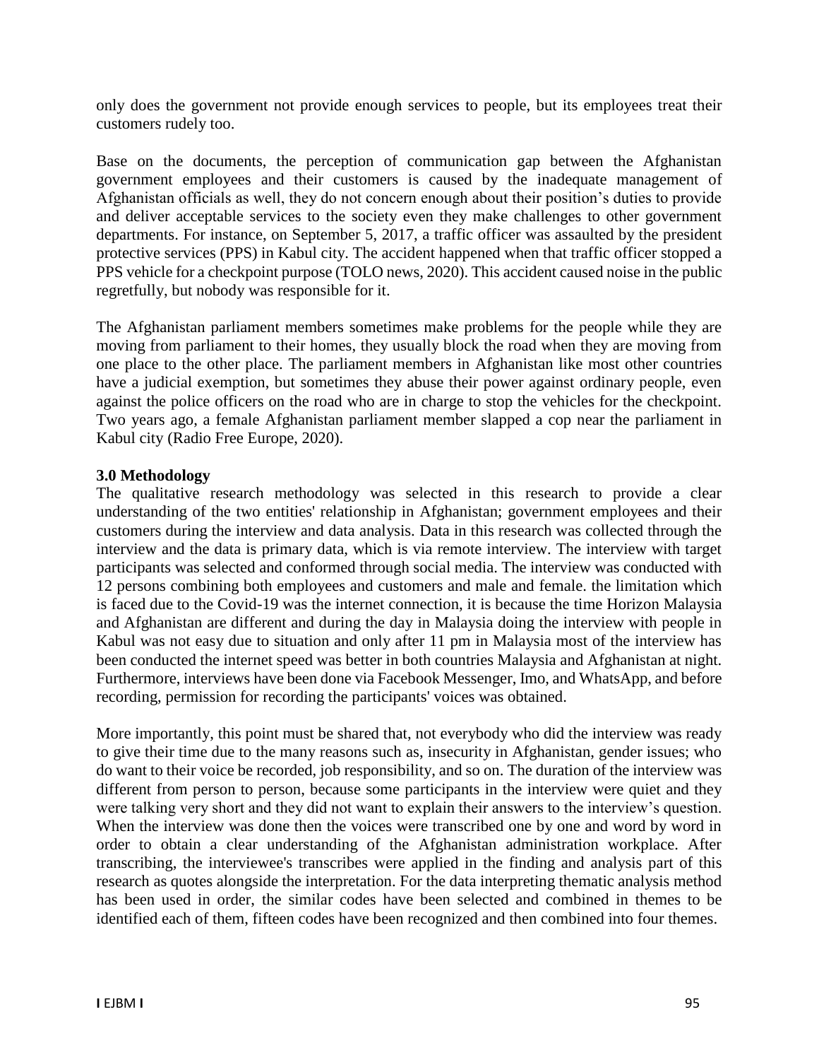only does the government not provide enough services to people, but its employees treat their customers rudely too.

Base on the documents, the perception of communication gap between the Afghanistan government employees and their customers is caused by the inadequate management of Afghanistan officials as well, they do not concern enough about their position's duties to provide and deliver acceptable services to the society even they make challenges to other government departments. For instance, on September 5, 2017, a traffic officer was assaulted by the president protective services (PPS) in Kabul city. The accident happened when that traffic officer stopped a PPS vehicle for a checkpoint purpose (TOLO news, 2020). This accident caused noise in the public regretfully, but nobody was responsible for it.

The Afghanistan parliament members sometimes make problems for the people while they are moving from parliament to their homes, they usually block the road when they are moving from one place to the other place. The parliament members in Afghanistan like most other countries have a judicial exemption, but sometimes they abuse their power against ordinary people, even against the police officers on the road who are in charge to stop the vehicles for the checkpoint. Two years ago, a female Afghanistan parliament member slapped a cop near the parliament in Kabul city (Radio Free Europe, 2020).

## 3.0 Methodology

The qualitative research methodology was selected in this research to provide a clear understanding of the two entities' relationship in Afghanistan; government employees and their customers during the interview and data analysis. Data in this research was collected through the interview and the data is primary data, which is via remote interview. The interview with target participants was selected and conformed through social media. The interview was conducted with 12 persons combining both employees and customers and male and female. the limitation which is faced due to the Covid-19 was the internet connection, it is because the time Horizon Malaysia and Afghanistan are different and during the day in Malaysia doing the interview with people in Kabul was not easy due to situation and only after 11 pm in Malaysia most of the interview has been conducted the internet speed was better in both countries Malaysia and Afghanistan at night. Furthermore, interviews have been done via Facebook Messenger, Imo, and WhatsApp, and before recording, permission for recording the participants' voices was obtained.

More importantly, this point must be shared that, not everybody who did the interview was ready to give their time due to the many reasons such as, insecurity in Afghanistan, gender issues; who do want to their voice be recorded, job responsibility, and so on. The duration of the interview was different from person to person, because some participants in the interview were quiet and they were talking very short and they did not want to explain their answers to the interview's question. When the interview was done then the voices were transcribed one by one and word by word in order to obtain a clear understanding of the Afghanistan administration workplace. After transcribing, the interviewee's transcribes were applied in the finding and analysis part of this research as quotes alongside the interpretation. For the data interpreting thematic analysis method has been used in order, the similar codes have been selected and combined in themes to be identified each of them, fifteen codes have been recognized and then combined into four themes.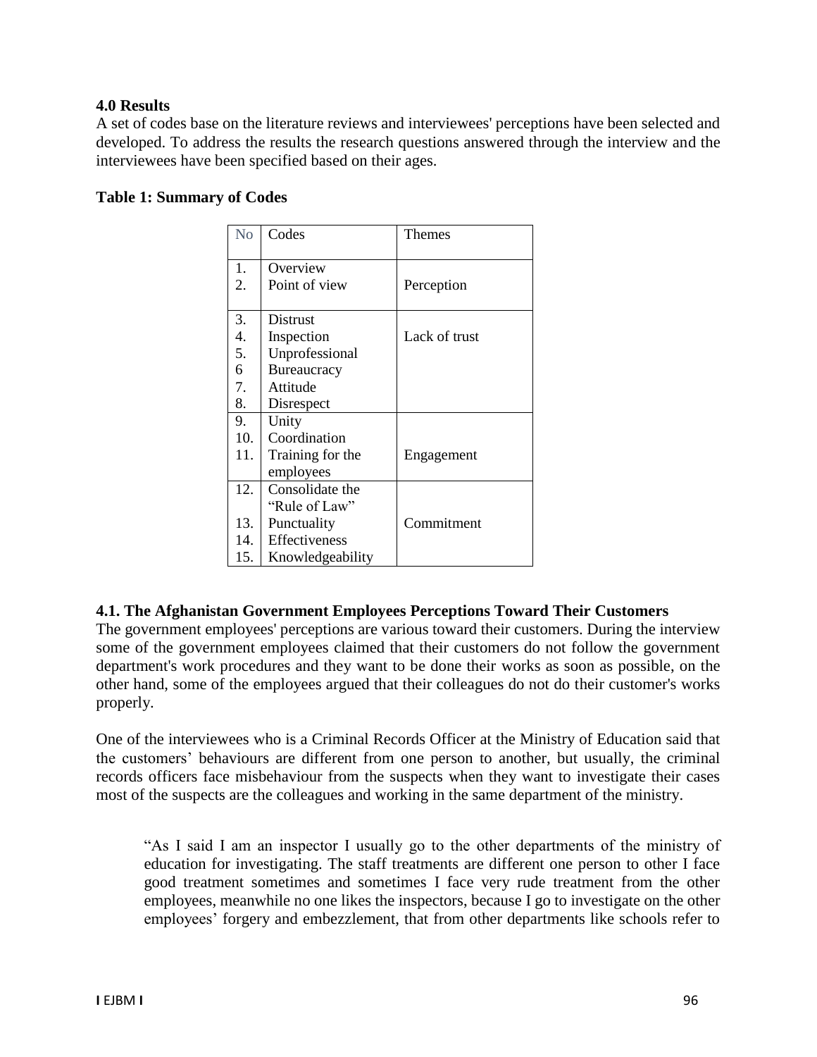## 4.0 Results

A set of codes base on the literature reviews and interviewees' perceptions have been selected and developed. To address the results the research questions answered through the interview and the interviewees have been specified based on their ages.

**Table 1: Summary of Codes**

| No | Codes | Themes |
|---|---|---|
| 1. | Overview | Perception |
| 2. | Point of view | |
| 3. | Distrust | Lack of trust |
| 4. | Inspection | |
| 5. | Unprofessional | |
| 6 | Bureaucracy | |
| 7. | Attitude | |
| 8. | Disrespect | |
| 9. | Unity | Engagement |
| 10. | Coordination | |
| 11. | Training for the employees | |
| 12. | Consolidate the "Rule of Law" | Commitment |
| 13. | Punctuality | |
| 14. | Effectiveness | |
| 15. | Knowledgeability | |

### 4.1. The Afghanistan Government Employees Perceptions Toward Their Customers

The government employees' perceptions are various toward their customers. During the interview some of the government employees claimed that their customers do not follow the government department's work procedures and they want to be done their works as soon as possible, on the other hand, some of the employees argued that their colleagues do not do their customer's works properly.

One of the interviewees who is a Criminal Records Officer at the Ministry of Education said that the customers' behaviours are different from one person to another, but usually, the criminal records officers face misbehaviour from the suspects when they want to investigate their cases most of the suspects are the colleagues and working in the same department of the ministry.

> "As I said I am an inspector I usually go to the other departments of the ministry of education for investigating. The staff treatments are different one person to other I face good treatment sometimes and sometimes I face very rude treatment from the other employees, meanwhile no one likes the inspectors, because I go to investigate on the other employees' forgery and embezzlement, that from other departments like schools refer to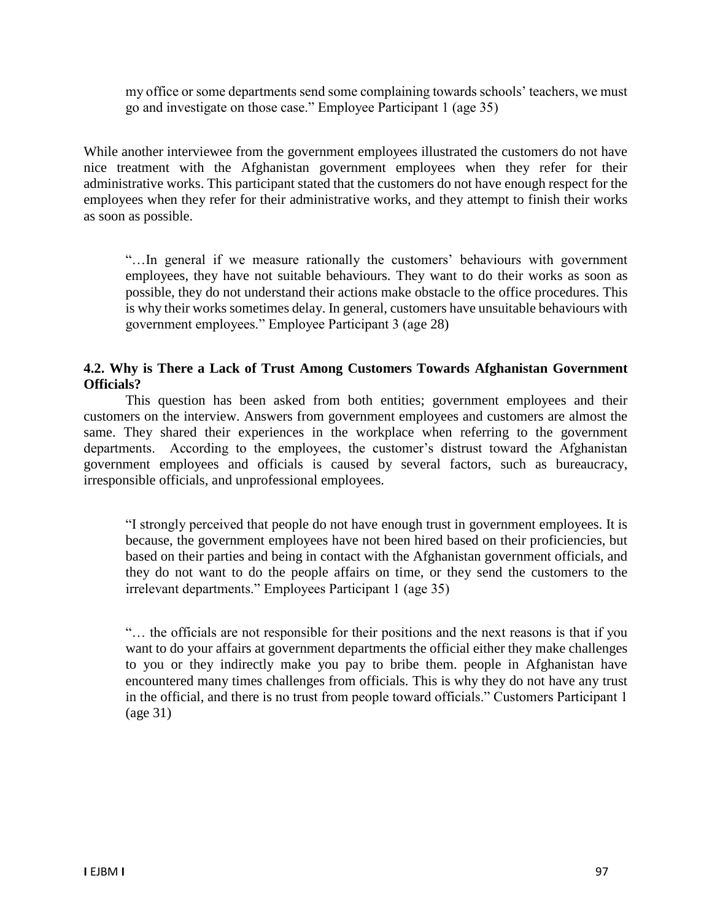> my office or some departments send some complaining towards schools' teachers, we must go and investigate on those case." Employee Participant 1 (age 35)

While another interviewee from the government employees illustrated the customers do not have nice treatment with the Afghanistan government employees when they refer for their administrative works. This participant stated that the customers do not have enough respect for the employees when they refer for their administrative works, and they attempt to finish their works as soon as possible.

> "…In general if we measure rationally the customers' behaviours with government employees, they have not suitable behaviours. They want to do their works as soon as possible, they do not understand their actions make obstacle to the office procedures. This is why their works sometimes delay. In general, customers have unsuitable behaviours with government employees." Employee Participant 3 (age 28)

### 4.2. Why is There a Lack of Trust Among Customers Towards Afghanistan Government Officials?

This question has been asked from both entities; government employees and their customers on the interview. Answers from government employees and customers are almost the same. They shared their experiences in the workplace when referring to the government departments. According to the employees, the customer's distrust toward the Afghanistan government employees and officials is caused by several factors, such as bureaucracy, irresponsible officials, and unprofessional employees.

> "I strongly perceived that people do not have enough trust in government employees. It is because, the government employees have not been hired based on their proficiencies, but based on their parties and being in contact with the Afghanistan government officials, and they do not want to do the people affairs on time, or they send the customers to the irrelevant departments." Employees Participant 1 (age 35)

> "… the officials are not responsible for their positions and the next reasons is that if you want to do your affairs at government departments the official either they make challenges to you or they indirectly make you pay to bribe them. people in Afghanistan have encountered many times challenges from officials. This is why they do not have any trust in the official, and there is no trust from people toward officials." Customers Participant 1 (age 31)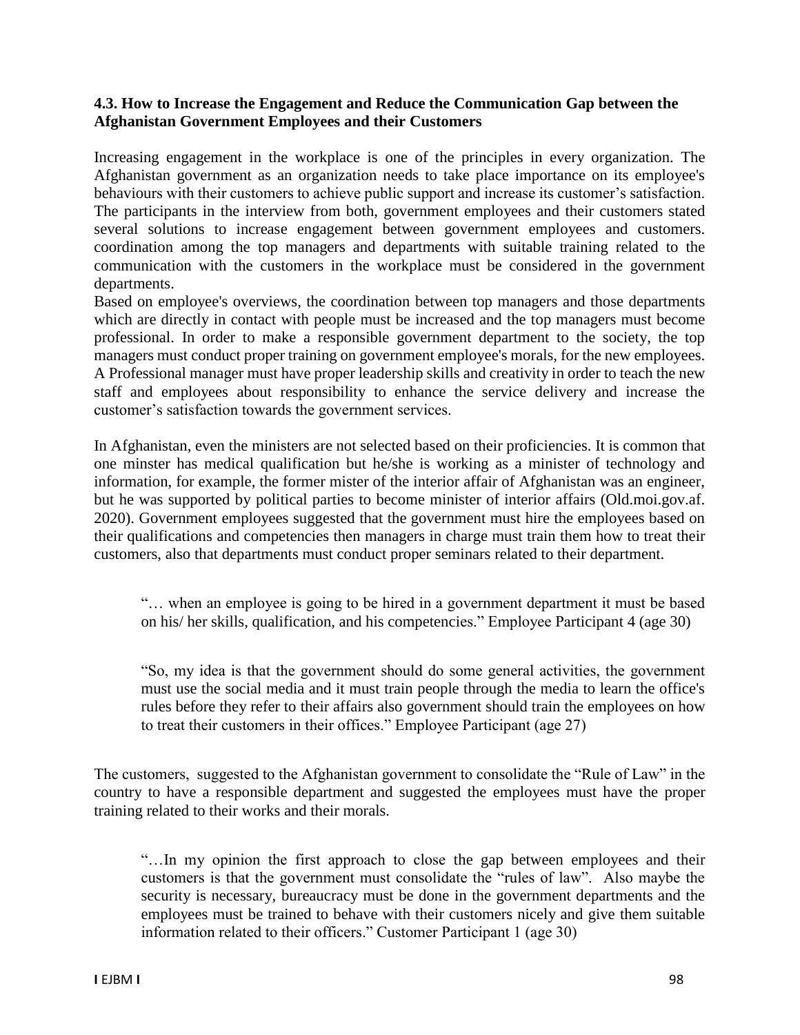### 4.3. How to Increase the Engagement and Reduce the Communication Gap between the Afghanistan Government Employees and their Customers

Increasing engagement in the workplace is one of the principles in every organization. The Afghanistan government as an organization needs to take place importance on its employee's behaviours with their customers to achieve public support and increase its customer's satisfaction. The participants in the interview from both, government employees and their customers stated several solutions to increase engagement between government employees and customers. coordination among the top managers and departments with suitable training related to the communication with the customers in the workplace must be considered in the government departments.

Based on employee's overviews, the coordination between top managers and those departments which are directly in contact with people must be increased and the top managers must become professional. In order to make a responsible government department to the society, the top managers must conduct proper training on government employee's morals, for the new employees. A Professional manager must have proper leadership skills and creativity in order to teach the new staff and employees about responsibility to enhance the service delivery and increase the customer's satisfaction towards the government services.

In Afghanistan, even the ministers are not selected based on their proficiencies. It is common that one minster has medical qualification but he/she is working as a minister of technology and information, for example, the former mister of the interior affair of Afghanistan was an engineer, but he was supported by political parties to become minister of interior affairs (Old.moi.gov.af. 2020). Government employees suggested that the government must hire the employees based on their qualifications and competencies then managers in charge must train them how to treat their customers, also that departments must conduct proper seminars related to their department.

> "… when an employee is going to be hired in a government department it must be based on his/ her skills, qualification, and his competencies." Employee Participant 4 (age 30)

> "So, my idea is that the government should do some general activities, the government must use the social media and it must train people through the media to learn the office's rules before they refer to their affairs also government should train the employees on how to treat their customers in their offices." Employee Participant (age 27)

The customers, suggested to the Afghanistan government to consolidate the "Rule of Law" in the country to have a responsible department and suggested the employees must have the proper training related to their works and their morals.

> "…In my opinion the first approach to close the gap between employees and their customers is that the government must consolidate the "rules of law". Also maybe the security is necessary, bureaucracy must be done in the government departments and the employees must be trained to behave with their customers nicely and give them suitable information related to their officers." Customer Participant 1 (age 30)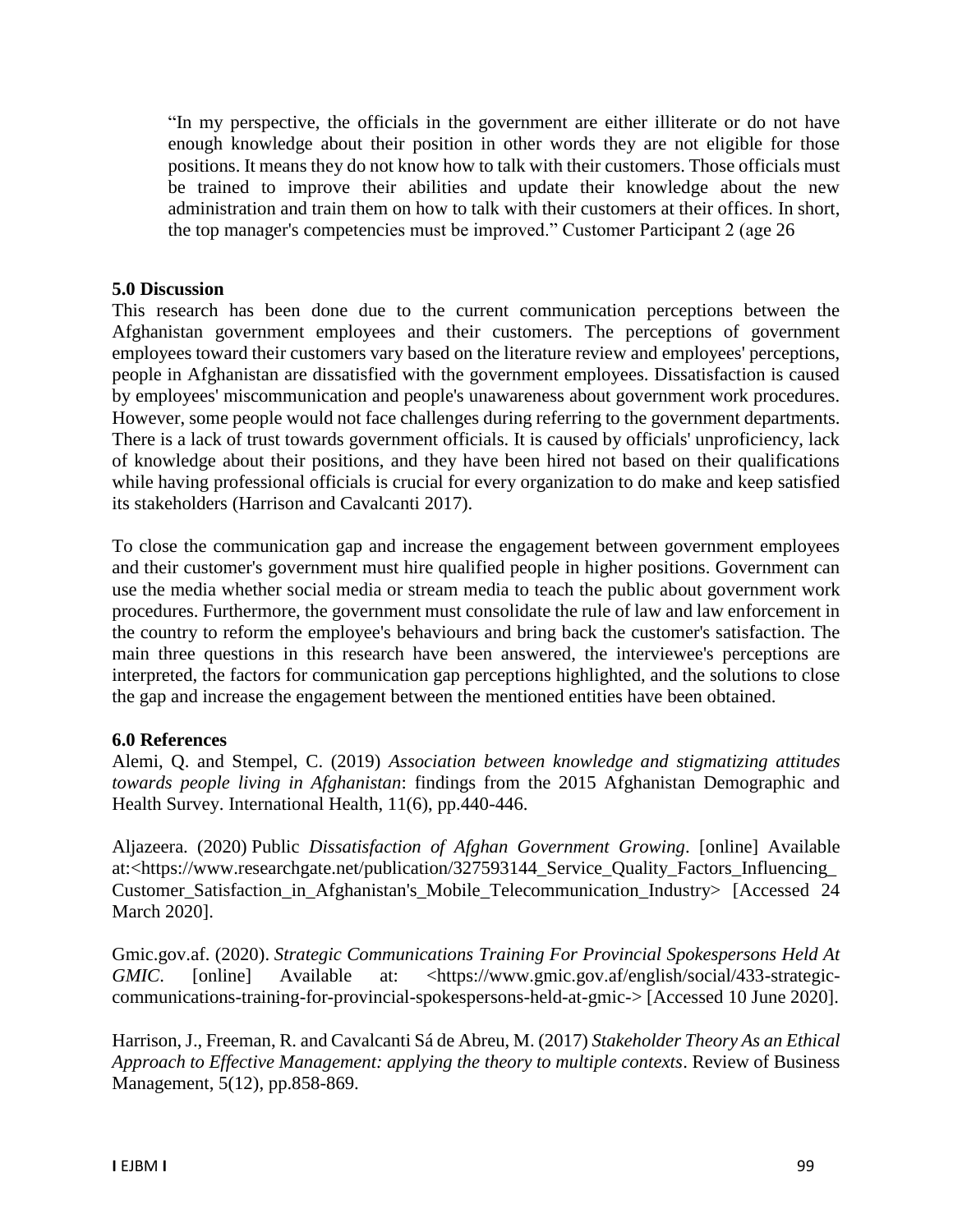> "In my perspective, the officials in the government are either illiterate or do not have enough knowledge about their position in other words they are not eligible for those positions. It means they do not know how to talk with their customers. Those officials must be trained to improve their abilities and update their knowledge about the new administration and train them on how to talk with their customers at their offices. In short, the top manager's competencies must be improved." Customer Participant 2 (age 26

## 5.0 Discussion

This research has been done due to the current communication perceptions between the Afghanistan government employees and their customers. The perceptions of government employees toward their customers vary based on the literature review and employees' perceptions, people in Afghanistan are dissatisfied with the government employees. Dissatisfaction is caused by employees' miscommunication and people's unawareness about government work procedures. However, some people would not face challenges during referring to the government departments. There is a lack of trust towards government officials. It is caused by officials' unproficiency, lack of knowledge about their positions, and they have been hired not based on their qualifications while having professional officials is crucial for every organization to do make and keep satisfied its stakeholders (Harrison and Cavalcanti 2017).

To close the communication gap and increase the engagement between government employees and their customer's government must hire qualified people in higher positions. Government can use the media whether social media or stream media to teach the public about government work procedures. Furthermore, the government must consolidate the rule of law and law enforcement in the country to reform the employee's behaviours and bring back the customer's satisfaction. The main three questions in this research have been answered, the interviewee's perceptions are interpreted, the factors for communication gap perceptions highlighted, and the solutions to close the gap and increase the engagement between the mentioned entities have been obtained.

## 6.0 References

Alemi, Q. and Stempel, C. (2019) *Association between knowledge and stigmatizing attitudes towards people living in Afghanistan*: findings from the 2015 Afghanistan Demographic and Health Survey. International Health, 11(6), pp.440-446.

Aljazeera. (2020) Public *Dissatisfaction of Afghan Government Growing*. [online] Available at:<https://www.researchgate.net/publication/327593144_Service_Quality_Factors_Influencing_Customer_Satisfaction_in_Afghanistan's_Mobile_Telecommunication_Industry> [Accessed 24 March 2020].

Gmic.gov.af. (2020). *Strategic Communications Training For Provincial Spokespersons Held At GMIC*. [online] Available at: <https://www.gmic.gov.af/english/social/433-strategic-communications-training-for-provincial-spokespersons-held-at-gmic-> [Accessed 10 June 2020].

Harrison, J., Freeman, R. and Cavalcanti Sá de Abreu, M. (2017) *Stakeholder Theory As an Ethical Approach to Effective Management: applying the theory to multiple contexts*. Review of Business Management, 5(12), pp.858-869.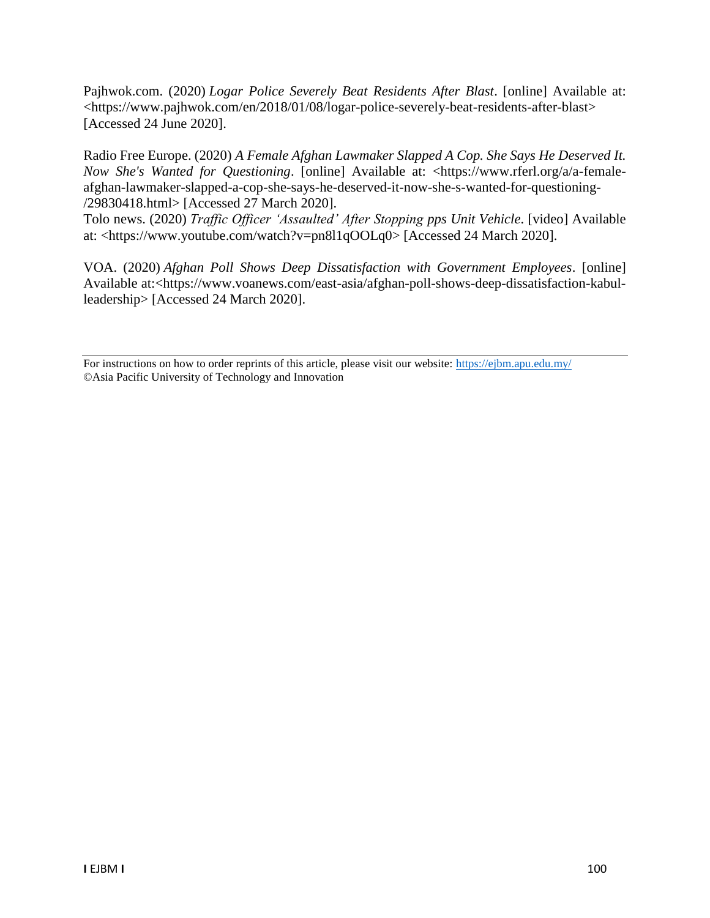Pajhwok.com. (2020) *Logar Police Severely Beat Residents After Blast*. [online] Available at: <https://www.pajhwok.com/en/2018/01/08/logar-police-severely-beat-residents-after-blast> [Accessed 24 June 2020].

Radio Free Europe. (2020) *A Female Afghan Lawmaker Slapped A Cop. She Says He Deserved It. Now She's Wanted for Questioning*. [online] Available at: <https://www.rferl.org/a/a-female-afghan-lawmaker-slapped-a-cop-she-says-he-deserved-it-now-she-s-wanted-for-questioning-/29830418.html> [Accessed 27 March 2020].

Tolo news. (2020) *Traffic Officer 'Assaulted' After Stopping pps Unit Vehicle*. [video] Available at: <https://www.youtube.com/watch?v=pn8l1qOOLq0> [Accessed 24 March 2020].

VOA. (2020) *Afghan Poll Shows Deep Dissatisfaction with Government Employees*. [online] Available at:<https://www.voanews.com/east-asia/afghan-poll-shows-deep-dissatisfaction-kabul-leadership> [Accessed 24 March 2020].

---

For instructions on how to order reprints of this article, please visit our website: https://ejbm.apu.edu.my/
©Asia Pacific University of Technology and Innovation